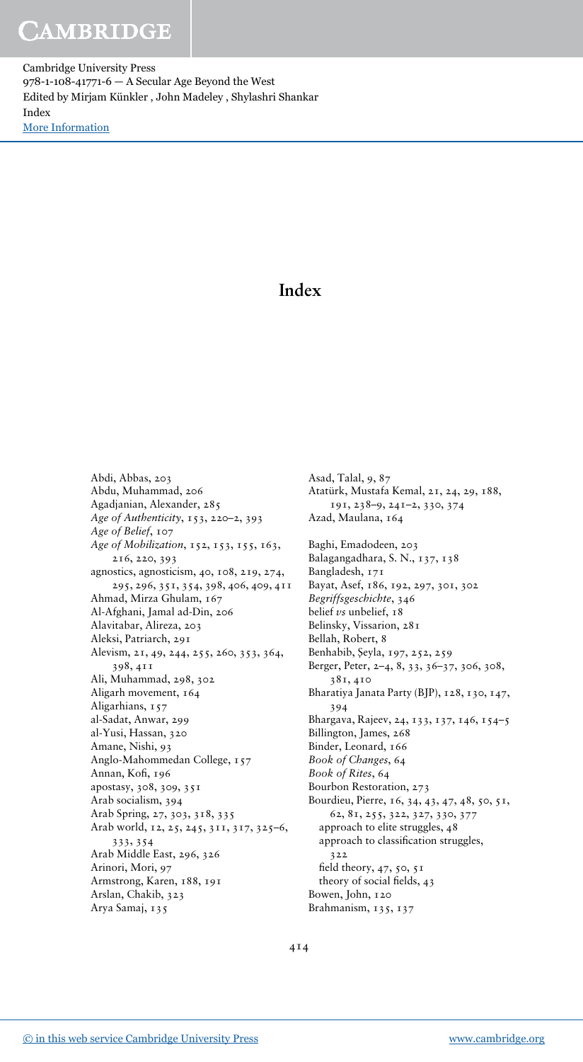# Index

Abdi, Abbas, 203
Abdu, Muhammad, 206
Agadjanian, Alexander, 285
*Age of Authenticity*, 153, 220–2, 393
*Age of Belief*, 107
*Age of Mobilization*, 152, 153, 155, 163, 216, 220, 393
agnostics, agnosticism, 40, 108, 219, 274, 295, 296, 351, 354, 398, 406, 409, 411
Ahmad, Mirza Ghulam, 167
Al-Afghani, Jamal ad-Din, 206
Alavitabar, Alireza, 203
Aleksi, Patriarch, 291
Alevism, 21, 49, 244, 255, 260, 353, 364, 398, 411
Ali, Muhammad, 298, 302
Aligarh movement, 164
Aligarhians, 157
al-Sadat, Anwar, 299
al-Yusi, Hassan, 320
Amane, Nishi, 93
Anglo-Mahommedan College, 157
Annan, Kofi, 196
apostasy, 308, 309, 351
Arab socialism, 394
Arab Spring, 27, 303, 318, 335
Arab world, 12, 25, 245, 311, 317, 325–6, 333, 354
Arab Middle East, 296, 326
Arinori, Mori, 97
Armstrong, Karen, 188, 191
Arslan, Chakib, 323
Arya Samaj, 135
Asad, Talal, 9, 87
Atatürk, Mustafa Kemal, 21, 24, 29, 188, 191, 238–9, 241–2, 330, 374
Azad, Maulana, 164

Baghi, Emadodeen, 203
Balagangadhara, S. N., 137, 138
Bangladesh, 171
Bayat, Asef, 186, 192, 297, 301, 302
*Begriffsgeschichte*, 346
belief *vs* unbelief, 18
Belinsky, Vissarion, 281
Bellah, Robert, 8
Benhabib, Şeyla, 197, 252, 259
Berger, Peter, 2–4, 8, 33, 36–37, 306, 308, 381, 410
Bharatiya Janata Party (BJP), 128, 130, 147, 394
Bhargava, Rajeev, 24, 133, 137, 146, 154–5
Billington, James, 268
Binder, Leonard, 166
*Book of Changes*, 64
*Book of Rites*, 64
Bourbon Restoration, 273
Bourdieu, Pierre, 16, 34, 43, 47, 48, 50, 51, 62, 81, 255, 322, 327, 330, 377
  approach to elite struggles, 48
  approach to classification struggles, 322
  field theory, 47, 50, 51
  theory of social fields, 43
Bowen, John, 120
Brahmanism, 135, 137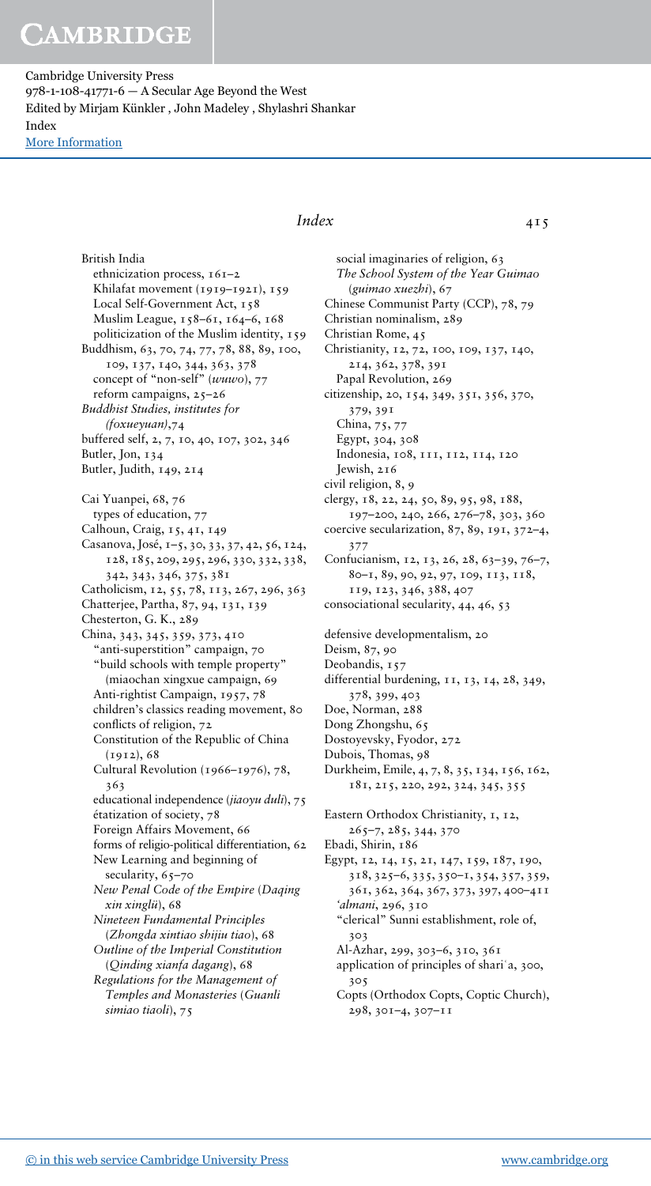British India
- ethnicization process, 161–2
- Khilafat movement (1919–1921), 159
- Local Self-Government Act, 158
- Muslim League, 158–61, 164–6, 168
- politicization of the Muslim identity, 159

Buddhism, 63, 70, 74, 77, 78, 88, 89, 100, 109, 137, 140, 344, 363, 378
- concept of "non-self" (*wuwo*), 77
- reform campaigns, 25–26

*Buddhist Studies, institutes for (foxueyuan)*,74

buffered self, 2, 7, 10, 40, 107, 302, 346

Butler, Jon, 134

Butler, Judith, 149, 214

Cai Yuanpei, 68, 76
- types of education, 77

Calhoun, Craig, 15, 41, 149

Casanova, José, 1–5, 30, 33, 37, 42, 56, 124, 128, 185, 209, 295, 296, 330, 332, 338, 342, 343, 346, 375, 381

Catholicism, 12, 55, 78, 113, 267, 296, 363

Chatterjee, Partha, 87, 94, 131, 139

Chesterton, G. K., 289

China, 343, 345, 359, 373, 410
- "anti-superstition" campaign, 70
- "build schools with temple property" (miaochan xingxue campaign, 69
- Anti-rightist Campaign, 1957, 78
- children's classics reading movement, 80
- conflicts of religion, 72
- Constitution of the Republic of China (1912), 68
- Cultural Revolution (1966–1976), 78, 363
- educational independence (*jiaoyu duli*), 75
- étatization of society, 78
- Foreign Affairs Movement, 66
- forms of religio-political differentiation, 62
- New Learning and beginning of secularity, 65–70
- *New Penal Code of the Empire* (*Daqing xin xinglü*), 68
- *Nineteen Fundamental Principles* (*Zhongda xintiao shijiu tiao*), 68
- *Outline of the Imperial Constitution* (*Qinding xianfa dagang*), 68
- *Regulations for the Management of Temples and Monasteries* (*Guanli simiao tiaoli*), 75
- social imaginaries of religion, 63
- *The School System of the Year Guimao* (*guimao xuezhi*), 67

Chinese Communist Party (CCP), 78, 79

Christian nominalism, 289

Christian Rome, 45

Christianity, 12, 72, 100, 109, 137, 140, 214, 362, 378, 391
- Papal Revolution, 269

citizenship, 20, 154, 349, 351, 356, 370, 379, 391
- China, 75, 77
- Egypt, 304, 308
- Indonesia, 108, 111, 112, 114, 120
- Jewish, 216

civil religion, 8, 9

clergy, 18, 22, 24, 50, 89, 95, 98, 188, 197–200, 240, 266, 276–78, 303, 360

coercive secularization, 87, 89, 191, 372–4, 377

Confucianism, 12, 13, 26, 28, 63–39, 76–7, 80–1, 89, 90, 92, 97, 109, 113, 118, 119, 123, 346, 388, 407

consociational secularity, 44, 46, 53

defensive developmentalism, 20

Deism, 87, 90

Deobandis, 157

differential burdening, 11, 13, 14, 28, 349, 378, 399, 403

Doe, Norman, 288

Dong Zhongshu, 65

Dostoyevsky, Fyodor, 272

Dubois, Thomas, 98

Durkheim, Emile, 4, 7, 8, 35, 134, 156, 162, 181, 215, 220, 292, 324, 345, 355

Eastern Orthodox Christianity, 1, 12, 265–7, 285, 344, 370

Ebadi, Shirin, 186

Egypt, 12, 14, 15, 21, 147, 159, 187, 190, 318, 325–6, 335, 350–1, 354, 357, 359, 361, 362, 364, 367, 373, 397, 400–411
- *'almani*, 296, 310
- "clerical" Sunni establishment, role of, 303
- Al-Azhar, 299, 303–6, 310, 361
- application of principles of shari'a, 300, 305
- Copts (Orthodox Copts, Coptic Church), 298, 301–4, 307–11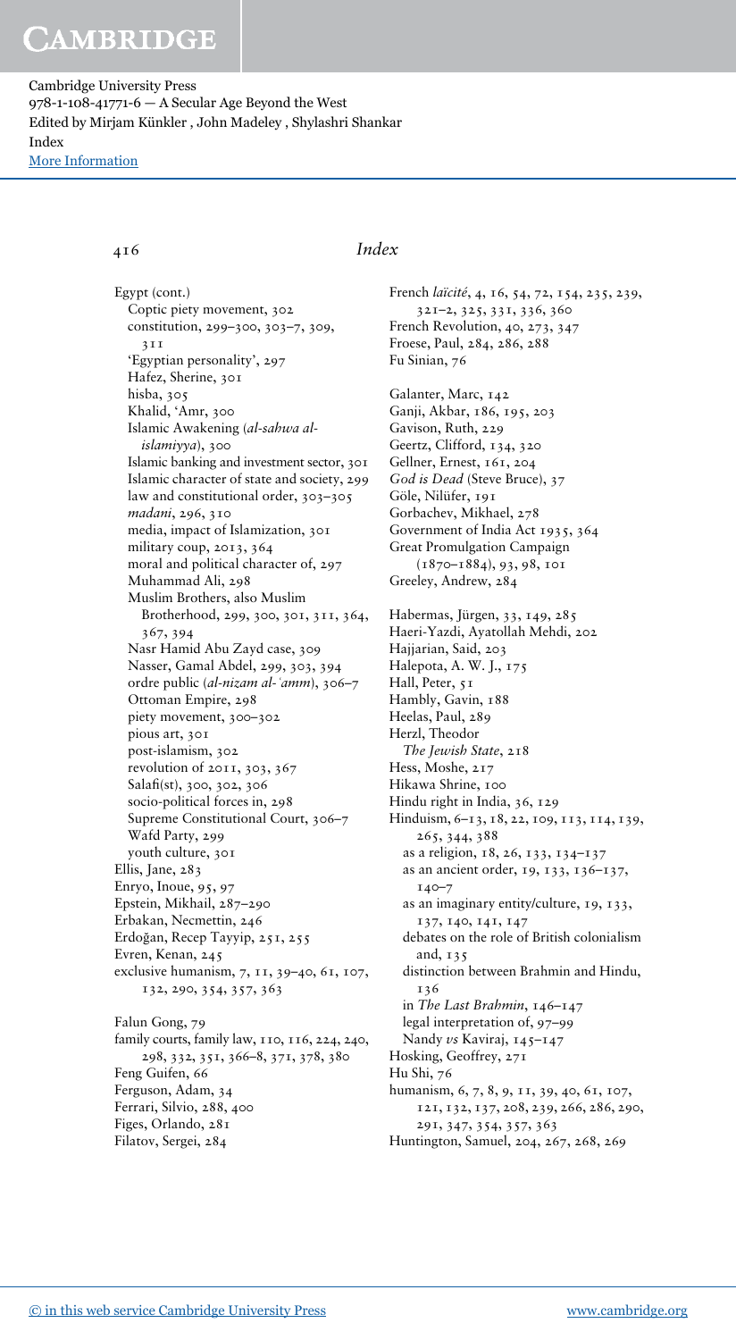## Index

Egypt (cont.)
- Coptic piety movement, 302
- constitution, 299–300, 303–7, 309, 311
- 'Egyptian personality', 297
- Hafez, Sherine, 301
- hisba, 305
- Khalid, 'Amr, 300
- Islamic Awakening (*al-sahwa al-islamiyya*), 300
- Islamic banking and investment sector, 301
- Islamic character of state and society, 299
- law and constitutional order, 303–305
- *madani*, 296, 310
- media, impact of Islamization, 301
- military coup, 2013, 364
- moral and political character of, 297
- Muhammad Ali, 298
- Muslim Brothers, also Muslim Brotherhood, 299, 300, 301, 311, 364, 367, 394
- Nasr Hamid Abu Zayd case, 309
- Nasser, Gamal Abdel, 299, 303, 394
- ordre public (*al-nizam al-ʿamm*), 306–7
- Ottoman Empire, 298
- piety movement, 300–302
- pious art, 301
- post-islamism, 302
- revolution of 2011, 303, 367
- Salafi(st), 300, 302, 306
- socio-political forces in, 298
- Supreme Constitutional Court, 306–7
- Wafd Party, 299
- youth culture, 301

Ellis, Jane, 283
Enryo, Inoue, 95, 97
Epstein, Mikhail, 287–290
Erbakan, Necmettin, 246
Erdoğan, Recep Tayyip, 251, 255
Evren, Kenan, 245
exclusive humanism, 7, 11, 39–40, 61, 107, 132, 290, 354, 357, 363

Falun Gong, 79
family courts, family law, 110, 116, 224, 240, 298, 332, 351, 366–8, 371, 378, 380
Feng Guifen, 66
Ferguson, Adam, 34
Ferrari, Silvio, 288, 400
Figes, Orlando, 281
Filatov, Sergei, 284
French *laïcité*, 4, 16, 54, 72, 154, 235, 239, 321–2, 325, 331, 336, 360
French Revolution, 40, 273, 347
Froese, Paul, 284, 286, 288
Fu Sinian, 76

Galanter, Marc, 142
Ganji, Akbar, 186, 195, 203
Gavison, Ruth, 229
Geertz, Clifford, 134, 320
Gellner, Ernest, 161, 204
*God is Dead* (Steve Bruce), 37
Göle, Nilüfer, 191
Gorbachev, Mikhael, 278
Government of India Act 1935, 364
Great Promulgation Campaign (1870–1884), 93, 98, 101
Greeley, Andrew, 284

Habermas, Jürgen, 33, 149, 285
Haeri-Yazdi, Ayatollah Mehdi, 202
Hajjarian, Said, 203
Halepota, A. W. J., 175
Hall, Peter, 51
Hambly, Gavin, 188
Heelas, Paul, 289
Herzl, Theodor
- *The Jewish State*, 218

Hess, Moshe, 217
Hikawa Shrine, 100
Hindu right in India, 36, 129
Hinduism, 6–13, 18, 22, 109, 113, 114, 139, 265, 344, 388
- as a religion, 18, 26, 133, 134–137
- as an ancient order, 19, 133, 136–137, 140–7
- as an imaginary entity/culture, 19, 133, 137, 140, 141, 147
- debates on the role of British colonialism and, 135
- distinction between Brahmin and Hindu, 136
- in *The Last Brahmin*, 146–147
- legal interpretation of, 97–99
- Nandy *vs* Kaviraj, 145–147

Hosking, Geoffrey, 271
Hu Shi, 76
humanism, 6, 7, 8, 9, 11, 39, 40, 61, 107, 121, 132, 137, 208, 239, 266, 286, 290, 291, 347, 354, 357, 363
Huntington, Samuel, 204, 267, 268, 269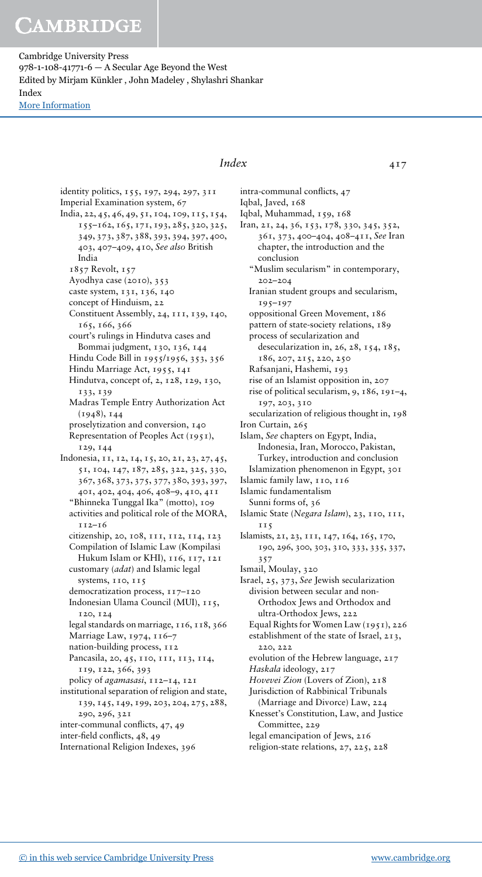identity politics, 155, 197, 294, 297, 311
Imperial Examination system, 67
India, 22, 45, 46, 49, 51, 104, 109, 115, 154, 155–162, 165, 171, 193, 285, 320, 325, 349, 373, 387, 388, 393, 394, 397, 400, 403, 407–409, 410, *See also* British India
- 1857 Revolt, 157
- Ayodhya case (2010), 353
- caste system, 131, 136, 140
- concept of Hinduism, 22
- Constituent Assembly, 24, 111, 139, 140, 165, 166, 366
- court's rulings in Hindutva cases and Bommai judgment, 130, 136, 144
- Hindu Code Bill in 1955/1956, 353, 356
- Hindu Marriage Act, 1955, 141
- Hindutva, concept of, 2, 128, 129, 130, 133, 139
- Madras Temple Entry Authorization Act (1948), 144
- proselytization and conversion, 140
- Representation of Peoples Act (1951), 129, 144

Indonesia, 11, 12, 14, 15, 20, 21, 23, 27, 45, 51, 104, 147, 187, 285, 322, 325, 330, 367, 368, 373, 375, 377, 380, 393, 397, 401, 402, 404, 406, 408–9, 410, 411
- "Bhinneka Tunggal Ika" (motto), 109
- activities and political role of the MORA, 112–16
- citizenship, 20, 108, 111, 112, 114, 123
- Compilation of Islamic Law (Kompilasi Hukum Islam or KHI), 116, 117, 121
- customary (*adat*) and Islamic legal systems, 110, 115
- democratization process, 117–120
- Indonesian Ulama Council (MUI), 115, 120, 124
- legal standards on marriage, 116, 118, 366
- Marriage Law, 1974, 116–7
- nation-building process, 112
- Pancasila, 20, 45, 110, 111, 113, 114, 119, 122, 366, 393
- policy of *agamasasi*, 112–14, 121

institutional separation of religion and state, 139, 145, 149, 199, 203, 204, 275, 288, 290, 296, 321
inter-communal conflicts, 47, 49
inter-field conflicts, 48, 49
International Religion Indexes, 396
intra-communal conflicts, 47
Iqbal, Javed, 168
Iqbal, Muhammad, 159, 168
Iran, 21, 24, 36, 153, 178, 330, 345, 352, 361, 373, 400–404, 408–411, *See* Iran chapter, the introduction and the conclusion
- "Muslim secularism" in contemporary, 202–204
- Iranian student groups and secularism, 195–197
- oppositional Green Movement, 186
- pattern of state-society relations, 189
- process of secularization and desecularization in, 26, 28, 154, 185, 186, 207, 215, 220, 250
- Rafsanjani, Hashemi, 193
- rise of an Islamist opposition in, 207
- rise of political secularism, 9, 186, 191–4, 197, 203, 310
- secularization of religious thought in, 198

Iron Curtain, 265
Islam, *See* chapters on Egypt, India, Indonesia, Iran, Morocco, Pakistan, Turkey, introduction and conclusion
- Islamization phenomenon in Egypt, 301

Islamic family law, 110, 116
Islamic fundamentalism
- Sunni forms of, 36

Islamic State (*Negara Islam*), 23, 110, 111, 115
Islamists, 21, 23, 111, 147, 164, 165, 170, 190, 296, 300, 303, 310, 333, 335, 337, 357
Ismail, Moulay, 320
Israel, 25, 373, *See* Jewish secularization
- division between secular and non-Orthodox Jews and Orthodox and ultra-Orthodox Jews, 222
- Equal Rights for Women Law (1951), 226
- establishment of the state of Israel, 213, 220, 222
- evolution of the Hebrew language, 217
- *Haskala* ideology, 217
- *Hovevei Zion* (Lovers of Zion), 218
- Jurisdiction of Rabbinical Tribunals (Marriage and Divorce) Law, 224
- Knesset's Constitution, Law, and Justice Committee, 229
- legal emancipation of Jews, 216
- religion-state relations, 27, 225, 228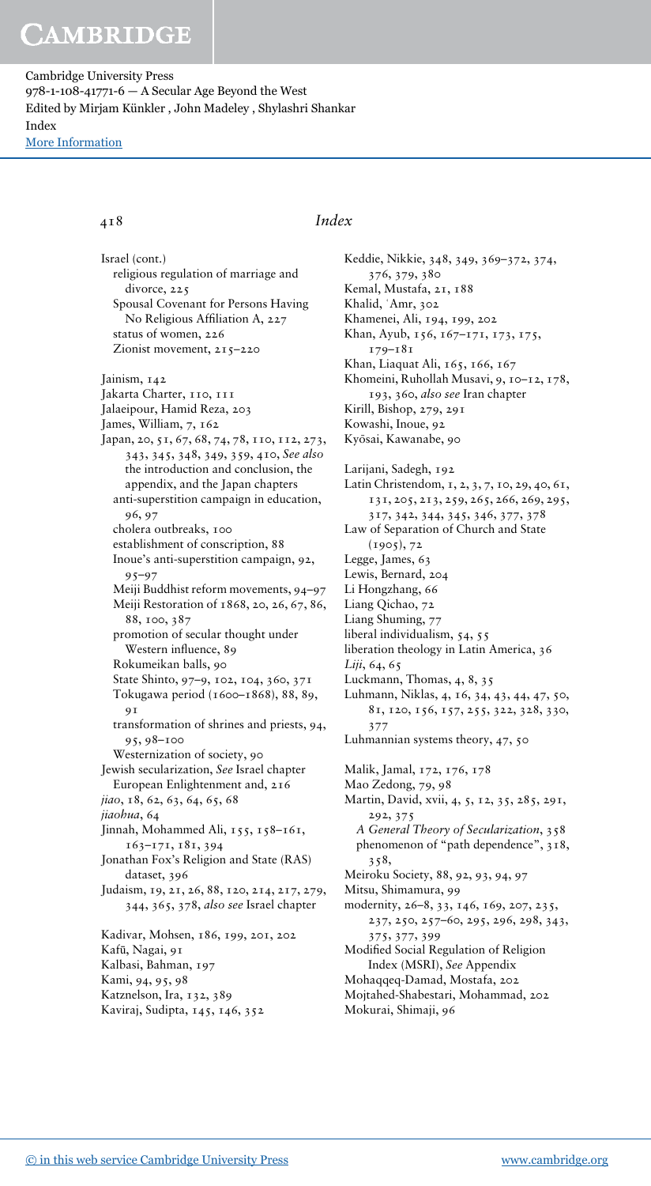Israel (cont.)
  religious regulation of marriage and divorce, 225
  Spousal Covenant for Persons Having No Religious Affiliation A, 227
  status of women, 226
  Zionist movement, 215–220

Jainism, 142
Jakarta Charter, 110, 111
Jalaeipour, Hamid Reza, 203
James, William, 7, 162
Japan, 20, 51, 67, 68, 74, 78, 110, 112, 273, 343, 345, 348, 349, 359, 410, *See also* the introduction and conclusion, the appendix, and the Japan chapters
  anti-superstition campaign in education, 96, 97
  cholera outbreaks, 100
  establishment of conscription, 88
  Inoue's anti-superstition campaign, 92, 95–97
  Meiji Buddhist reform movements, 94–97
  Meiji Restoration of 1868, 20, 26, 67, 86, 88, 100, 387
  promotion of secular thought under Western influence, 89
  Rokumeikan balls, 90
  State Shinto, 97–9, 102, 104, 360, 371
  Tokugawa period (1600–1868), 88, 89, 91
  transformation of shrines and priests, 94, 95, 98–100
  Westernization of society, 90
Jewish secularization, *See* Israel chapter
  European Enlightenment and, 216
*jiao*, 18, 62, 63, 64, 65, 68
*jiaohua*, 64
Jinnah, Mohammed Ali, 155, 158–161, 163–171, 181, 394
Jonathan Fox's Religion and State (RAS) dataset, 396
Judaism, 19, 21, 26, 88, 120, 214, 217, 279, 344, 365, 378, *also see* Israel chapter

Kadivar, Mohsen, 186, 199, 201, 202
Kafū, Nagai, 91
Kalbasi, Bahman, 197
Kami, 94, 95, 98
Katznelson, Ira, 132, 389
Kaviraj, Sudipta, 145, 146, 352
Keddie, Nikkie, 348, 349, 369–372, 374, 376, 379, 380
Kemal, Mustafa, 21, 188
Khalid, ʿAmr, 302
Khamenei, Ali, 194, 199, 202
Khan, Ayub, 156, 167–171, 173, 175, 179–181
Khan, Liaquat Ali, 165, 166, 167
Khomeini, Ruhollah Musavi, 9, 10–12, 178, 193, 360, *also see* Iran chapter
Kirill, Bishop, 279, 291
Kowashi, Inoue, 92
Kyōsai, Kawanabe, 90

Larijani, Sadegh, 192
Latin Christendom, 1, 2, 3, 7, 10, 29, 40, 61, 131, 205, 213, 259, 265, 266, 269, 295, 317, 342, 344, 345, 346, 377, 378
Law of Separation of Church and State (1905), 72
Legge, James, 63
Lewis, Bernard, 204
Li Hongzhang, 66
Liang Qichao, 72
Liang Shuming, 77
liberal individualism, 54, 55
liberation theology in Latin America, 36
*Liji*, 64, 65
Luckmann, Thomas, 4, 8, 35
Luhmann, Niklas, 4, 16, 34, 43, 44, 47, 50, 81, 120, 156, 157, 255, 322, 328, 330, 377
Luhmannian systems theory, 47, 50

Malik, Jamal, 172, 176, 178
Mao Zedong, 79, 98
Martin, David, xvii, 4, 5, 12, 35, 285, 291, 292, 375
  *A General Theory of Secularization*, 358
  phenomenon of "path dependence", 318, 358,
Meiroku Society, 88, 92, 93, 94, 97
Mitsu, Shimamura, 99
modernity, 26–8, 33, 146, 169, 207, 235, 237, 250, 257–60, 295, 296, 298, 343, 375, 377, 399
Modified Social Regulation of Religion Index (MSRI), *See* Appendix
Mohaqqeq-Damad, Mostafa, 202
Mojtahed-Shabestari, Mohammad, 202
Mokurai, Shimaji, 96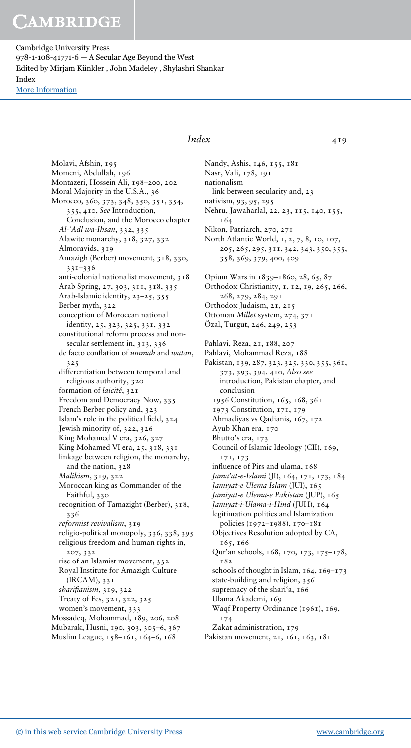Molavi, Afshin, 195
Momeni, Abdullah, 196
Montazeri, Hossein Ali, 198–200, 202
Moral Majority in the U.S.A., 36
Morocco, 360, 373, 348, 350, 351, 354, 355, 410, *See* Introduction, Conclusion, and the Morocco chapter
  *Al-'Adl wa-Ihsan*, 332, 335
  Alawite monarchy, 318, 327, 332
  Almoravids, 319
  Amazigh (Berber) movement, 318, 330, 331–336
  anti-colonial nationalist movement, 318
  Arab Spring, 27, 303, 311, 318, 335
  Arab-Islamic identity, 23–25, 355
  Berber myth, 322
  conception of Moroccan national identity, 25, 323, 325, 331, 332
  constitutional reform process and non-secular settlement in, 313, 336
  de facto conflation of *ummah* and *watan*, 325
  differentiation between temporal and religious authority, 320
  formation of *laïcité*, 321
  Freedom and Democracy Now, 335
  French Berber policy and, 323
  Islam's role in the political field, 324
  Jewish minority of, 322, 326
  King Mohamed V era, 326, 327
  King Mohamed VI era, 25, 318, 331
  linkage between religion, the monarchy, and the nation, 328
  *Malikism*, 319, 322
  Moroccan king as Commander of the Faithful, 330
  recognition of Tamazight (Berber), 318, 336
  *reformist revivalism*, 319
  religio-political monopoly, 336, 338, 395
  religious freedom and human rights in, 207, 332
  rise of an Islamist movement, 332
  Royal Institute for Amazigh Culture (IRCAM), 331
  *sharifianism*, 319, 322
  Treaty of Fes, 321, 322, 325
  women's movement, 333
Mossadeq, Mohammad, 189, 206, 208
Mubarak, Husni, 190, 303, 305–6, 367
Muslim League, 158–161, 164–6, 168

Nandy, Ashis, 146, 155, 181
Nasr, Vali, 178, 191
nationalism
  link between secularity and, 23
nativism, 93, 95, 295
Nehru, Jawaharlal, 22, 23, 115, 140, 155, 164
Nikon, Patriarch, 270, 271
North Atlantic World, 1, 2, 7, 8, 10, 107, 205, 265, 295, 311, 342, 343, 350, 355, 358, 369, 379, 400, 409

Opium Wars in 1839–1860, 28, 65, 87
Orthodox Christianity, 1, 12, 19, 265, 266, 268, 279, 284, 291
Orthodox Judaism, 21, 215
Ottoman *Millet* system, 274, 371
Özal, Turgut, 246, 249, 253

Pahlavi, Reza, 21, 188, 207
Pahlavi, Mohammad Reza, 188
Pakistan, 139, 287, 323, 325, 330, 355, 361, 373, 393, 394, 410, *Also see* introduction, Pakistan chapter, and conclusion
  1956 Constitution, 165, 168, 361
  1973 Constitution, 171, 179
  Ahmadiyas vs Qadianis, 167, 172
  Ayub Khan era, 170
  Bhutto's era, 173
  Council of Islamic Ideology (CII), 169, 171, 173
  influence of Pirs and ulama, 168
  *Jama'at-e-Islami* (JI), 164, 171, 173, 184
  *Jamiyat-e Ulema Islam* (JUI), 165
  *Jamiyat-e Ulema-e Pakistan* (JUP), 165
  *Jamiyat-i-Ulama-i-Hind* (JUH), 164
  legitimation politics and Islamization policies (1972–1988), 170–181
  Objectives Resolution adopted by CA, 165, 166
  Qur'an schools, 168, 170, 173, 175–178, 182
  schools of thought in Islam, 164, 169–173
  state-building and religion, 356
  supremacy of the shari'a, 166
  Ulama Akademi, 169
  Waqf Property Ordinance (1961), 169, 174
  Zakat administration, 179
Pakistan movement, 21, 161, 163, 181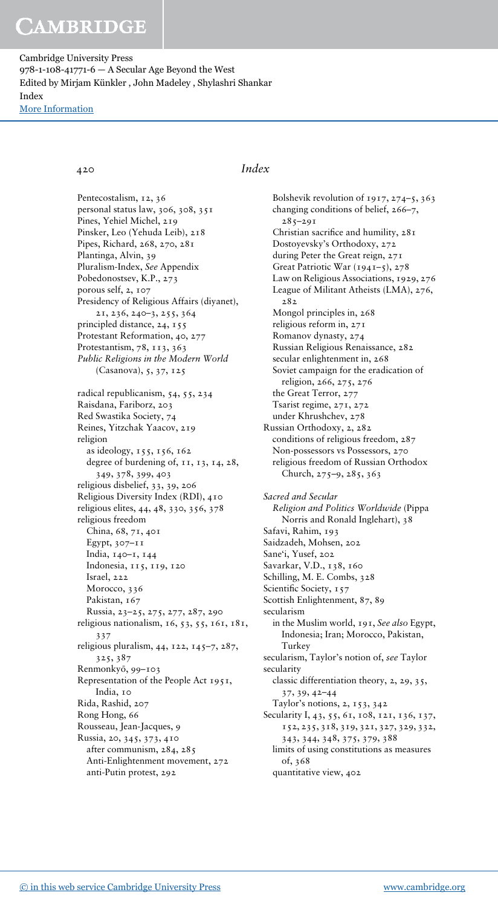Pentecostalism, 12, 36
personal status law, 306, 308, 351
Pines, Yehiel Michel, 219
Pinsker, Leo (Yehuda Leib), 218
Pipes, Richard, 268, 270, 281
Plantinga, Alvin, 39
Pluralism-Index, *See* Appendix
Pobedonostsev, K.P., 273
porous self, 2, 107
Presidency of Religious Affairs (diyanet), 21, 236, 240–3, 255, 364
principled distance, 24, 155
Protestant Reformation, 40, 277
Protestantism, 78, 113, 363
*Public Religions in the Modern World* (Casanova), 5, 37, 125

radical republicanism, 54, 55, 234
Raisdana, Fariborz, 203
Red Swastika Society, 74
Reines, Yitzchak Yaacov, 219
religion
  as ideology, 155, 156, 162
  degree of burdening of, 11, 13, 14, 28, 349, 378, 399, 403
religious disbelief, 33, 39, 206
Religious Diversity Index (RDI), 410
religious elites, 44, 48, 330, 356, 378
religious freedom
  China, 68, 71, 401
  Egypt, 307–11
  India, 140–1, 144
  Indonesia, 115, 119, 120
  Israel, 222
  Morocco, 336
  Pakistan, 167
  Russia, 23–25, 275, 277, 287, 290
religious nationalism, 16, 53, 55, 161, 181, 337
religious pluralism, 44, 122, 145–7, 287, 325, 387
Renmonkyō, 99–103
Representation of the People Act 1951, India, 10
Rida, Rashid, 207
Rong Hong, 66
Rousseau, Jean-Jacques, 9
Russia, 20, 345, 373, 410
  after communism, 284, 285
  Anti-Enlightenment movement, 272
  anti-Putin protest, 292
  Bolshevik revolution of 1917, 274–5, 363
  changing conditions of belief, 266–7, 285–291
  Christian sacrifice and humility, 281
  Dostoyevsky's Orthodoxy, 272
  during Peter the Great reign, 271
  Great Patriotic War (1941–5), 278
  Law on Religious Associations, 1929, 276
  League of Militant Atheists (LMA), 276, 282
  Mongol principles in, 268
  religious reform in, 271
  Romanov dynasty, 274
  Russian Religious Renaissance, 282
  secular enlightenment in, 268
  Soviet campaign for the eradication of religion, 266, 275, 276
  the Great Terror, 277
  Tsarist regime, 271, 272
  under Khrushchev, 278
Russian Orthodoxy, 2, 282
  conditions of religious freedom, 287
  Non-possessors vs Possessors, 270
  religious freedom of Russian Orthodox Church, 275–9, 285, 363

*Sacred and Secular*
  *Religion and Politics Worldwide* (Pippa Norris and Ronald Inglehart), 38
Safavi, Rahim, 193
Saidzadeh, Mohsen, 202
Sane'i, Yusef, 202
Savarkar, V.D., 138, 160
Schilling, M. E. Combs, 328
Scientific Society, 157
Scottish Enlightenment, 87, 89
secularism
  in the Muslim world, 191, *See also* Egypt, Indonesia; Iran; Morocco, Pakistan, Turkey
secularism, Taylor's notion of, *see* Taylor
secularity
  classic differentiation theory, 2, 29, 35, 37, 39, 42–44
  Taylor's notions, 2, 153, 342
Secularity I, 43, 55, 61, 108, 121, 136, 137, 152, 235, 318, 319, 321, 327, 329, 332, 343, 344, 348, 375, 379, 388
  limits of using constitutions as measures of, 368
  quantitative view, 402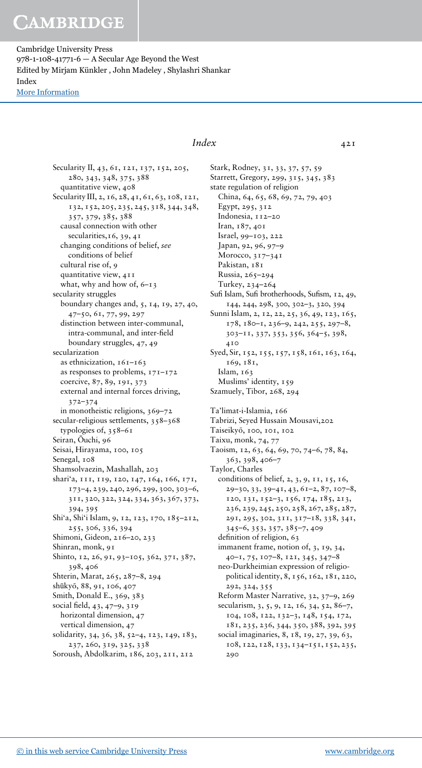Secularity II, 43, 61, 121, 137, 152, 205, 280, 343, 348, 375, 388
  quantitative view, 408
Secularity III, 2, 16, 28, 41, 61, 63, 108, 121, 132, 152, 205, 235, 245, 318, 344, 348, 357, 379, 385, 388
  causal connection with other secularities,16, 39, 41
  changing conditions of belief, *see* conditions of belief
  cultural rise of, 9
  quantitative view, 411
  what, why and how of, 6–13
secularity struggles
  boundary changes and, 5, 14, 19, 27, 40, 47–50, 61, 77, 99, 297
  distinction between inter-communal, intra-communal, and inter-field boundary struggles, 47, 49
secularization
  as ethnicization, 161–163
  as responses to problems, 171–172
  coercive, 87, 89, 191, 373
  external and internal forces driving, 372–374
  in monotheistic religions, 369–72
secular-religious settlements, 358–368
  typologies of, 358–61
Seiran, Ōuchi, 96
Seisai, Hirayama, 100, 105
Senegal, 108
Shamsolvaezin, Mashallah, 203
shari'a, 111, 119, 120, 147, 164, 166, 171, 173–4, 239, 240, 296, 299, 300, 303–6, 311, 320, 322, 324, 334, 363, 367, 373, 394, 395
Shi'a, Shi'i Islam, 9, 12, 123, 170, 185–212, 255, 306, 336, 394
Shimoni, Gideon, 216–20, 233
Shinran, monk, 91
Shinto, 12, 26, 91, 93–105, 362, 371, 387, 398, 406
Shterin, Marat, 265, 287–8, 294
shūkyō, 88, 91, 106, 407
Smith, Donald E., 369, 383
social field, 43, 47–9, 319
  horizontal dimension, 47
  vertical dimension, 47
solidarity, 34, 36, 38, 52–4, 123, 149, 183, 237, 260, 319, 325, 338
Soroush, Abdolkarim, 186, 203, 211, 212

Stark, Rodney, 31, 33, 37, 57, 59
Starrett, Gregory, 299, 315, 345, 383
state regulation of religion
  China, 64, 65, 68, 69, 72, 79, 403
  Egypt, 295, 312
  Indonesia, 112–20
  Iran, 187, 401
  Israel, 99–103, 222
  Japan, 92, 96, 97–9
  Morocco, 317–341
  Pakistan, 181
  Russia, 265–294
  Turkey, 234–264
Sufi Islam, Sufi brotherhoods, Sufism, 12, 49, 144, 244, 298, 300, 302–3, 320, 394
Sunni Islam, 2, 12, 22, 25, 36, 49, 123, 165, 178, 180–1, 236–9, 242, 255, 297–8, 303–11, 337, 353, 356, 364–5, 398, 410
Syed, Sir, 152, 155, 157, 158, 161, 163, 164, 169, 181,
  Islam, 163
  Muslims' identity, 159
Szamuely, Tibor, 268, 294

Ta'limat-i-Islamia, 166
Tabrizi, Seyed Hussain Mousavi,202
Taiseikyō, 100, 101, 102
Taixu, monk, 74, 77
Taoism, 12, 63, 64, 69, 70, 74–6, 78, 84, 363, 398, 406–7
Taylor, Charles
  conditions of belief, 2, 3, 9, 11, 15, 16, 29–30, 33, 39–41, 43, 61–2, 87, 107–8, 120, 131, 152–3, 156, 174, 185, 213, 236, 239, 245, 250, 258, 267, 285, 287, 291, 295, 302, 311, 317–18, 338, 341, 345–6, 353, 357, 385–7, 409
  definition of religion, 63
  immanent frame, notion of, 3, 19, 34, 40–1, 75, 107–8, 121, 345, 347–8
  neo-Durkheimian expression of religio-political identity, 8, 156, 162, 181, 220, 292, 324, 355
  Reform Master Narrative, 32, 37–9, 269
  secularism, 3, 5, 9, 12, 16, 34, 52, 86–7, 104, 108, 122, 132–3, 148, 154, 172, 181, 235, 236, 344, 350, 388, 392, 395
  social imaginaries, 8, 18, 19, 27, 39, 63, 108, 122, 128, 133, 134–151, 152, 235, 290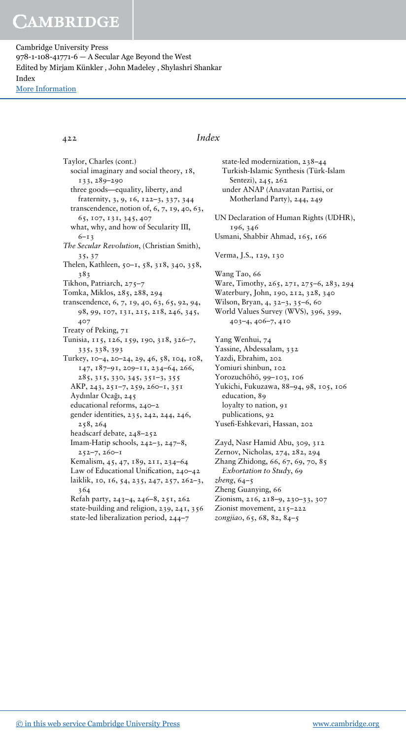Taylor, Charles (cont.)
  social imaginary and social theory, 18, 133, 289–290
  three goods—equality, liberty, and fraternity, 3, 9, 16, 122–3, 337, 344
  transcendence, notion of, 6, 7, 19, 40, 63, 65, 107, 131, 345, 407
  what, why, and how of Secularity III, 6–13

*The Secular Revolution*, (Christian Smith), 35, 37

Thelen, Kathleen, 50–1, 58, 318, 340, 358, 383

Tikhon, Patriarch, 275–7

Tomka, Miklos, 285, 288, 294

transcendence, 6, 7, 19, 40, 63, 65, 92, 94, 98, 99, 107, 131, 215, 218, 246, 345, 407

Treaty of Peking, 71

Tunisia, 115, 126, 159, 190, 318, 326–7, 335, 338, 393

Turkey, 10–4, 20–24, 29, 46, 58, 104, 108, 147, 187–91, 209–11, 234–64, 266, 285, 315, 330, 345, 351–3, 355
  AKP, 243, 251–7, 259, 260–1, 351
  Aydınlar Ocağı, 245
  educational reforms, 240–2
  gender identities, 235, 242, 244, 246, 258, 264
  headscarf debate, 248–252
  Imam-Hatip schools, 242–3, 247–8, 252–7, 260–1
  Kemalism, 45, 47, 189, 211, 234–64
  Law of Educational Unification, 240–42
  laiklik, 10, 16, 54, 235, 247, 257, 262–3, 364
  Refah party, 243–4, 246–8, 251, 262
  state-building and religion, 239, 241, 356
  state-led liberalization period, 244–7
  state-led modernization, 238–44
  Turkish-Islamic Synthesis (Türk-Islam Sentezi), 245, 262
  under ANAP (Anavatan Partisi, or Motherland Party), 244, 249

UN Declaration of Human Rights (UDHR), 196, 346

Usmani, Shabbir Ahmad, 165, 166

Verma, J.S., 129, 130

Wang Tao, 66

Ware, Timothy, 265, 271, 275–6, 283, 294

Waterbury, John, 190, 212, 328, 340

Wilson, Bryan, 4, 32–3, 35–6, 60

World Values Survey (WVS), 396, 399, 403–4, 406–7, 410

Yang Wenhui, 74

Yassine, Abdessalam, 332

Yazdi, Ebrahim, 202

Yomiuri shinbun, 102

Yorozuchōhō, 99–103, 106

Yukichi, Fukuzawa, 88–94, 98, 105, 106
  education, 89
  loyalty to nation, 91
  publications, 92

Yusefi-Eshkevari, Hassan, 202

Zayd, Nasr Hamid Abu, 309, 312

Zernov, Nicholas, 274, 282, 294

Zhang Zhidong, 66, 67, 69, 70, 85
  *Exhortation to Study*, 69

*zheng*, 64–5

Zheng Guanying, 66

Zionism, 216, 218–9, 230–33, 307

Zionist movement, 215–222

*zongjiao*, 65, 68, 82, 84–5